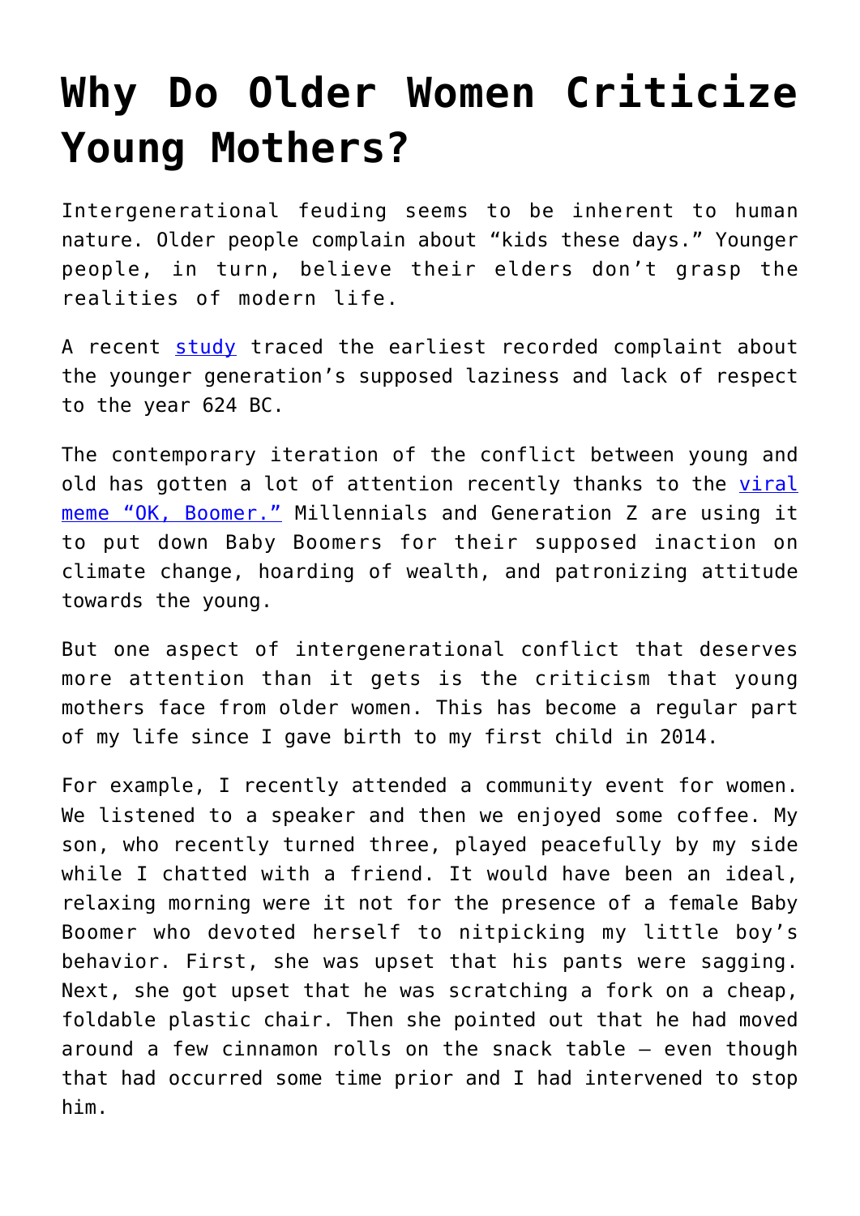# Why Do Older Women Criticize Young Mothers?

Intergenerational feuding seems to be inherent to human nature. Older people complain about "kids these days." Younger people, in turn, believe their elders don't grasp the realities of modern life.

A recent study traced the earliest recorded complaint about the younger generation's supposed laziness and lack of respect to the year 624 BC.

The contemporary iteration of the conflict between young and old has gotten a lot of attention recently thanks to the viral meme "OK, Boomer." Millennials and Generation Z are using it to put down Baby Boomers for their supposed inaction on climate change, hoarding of wealth, and patronizing attitude towards the young.

But one aspect of intergenerational conflict that deserves more attention than it gets is the criticism that young mothers face from older women. This has become a regular part of my life since I gave birth to my first child in 2014.

For example, I recently attended a community event for women. We listened to a speaker and then we enjoyed some coffee. My son, who recently turned three, played peacefully by my side while I chatted with a friend. It would have been an ideal, relaxing morning were it not for the presence of a female Baby Boomer who devoted herself to nitpicking my little boy's behavior. First, she was upset that his pants were sagging. Next, she got upset that he was scratching a fork on a cheap, foldable plastic chair. Then she pointed out that he had moved around a few cinnamon rolls on the snack table – even though that had occurred some time prior and I had intervened to stop him.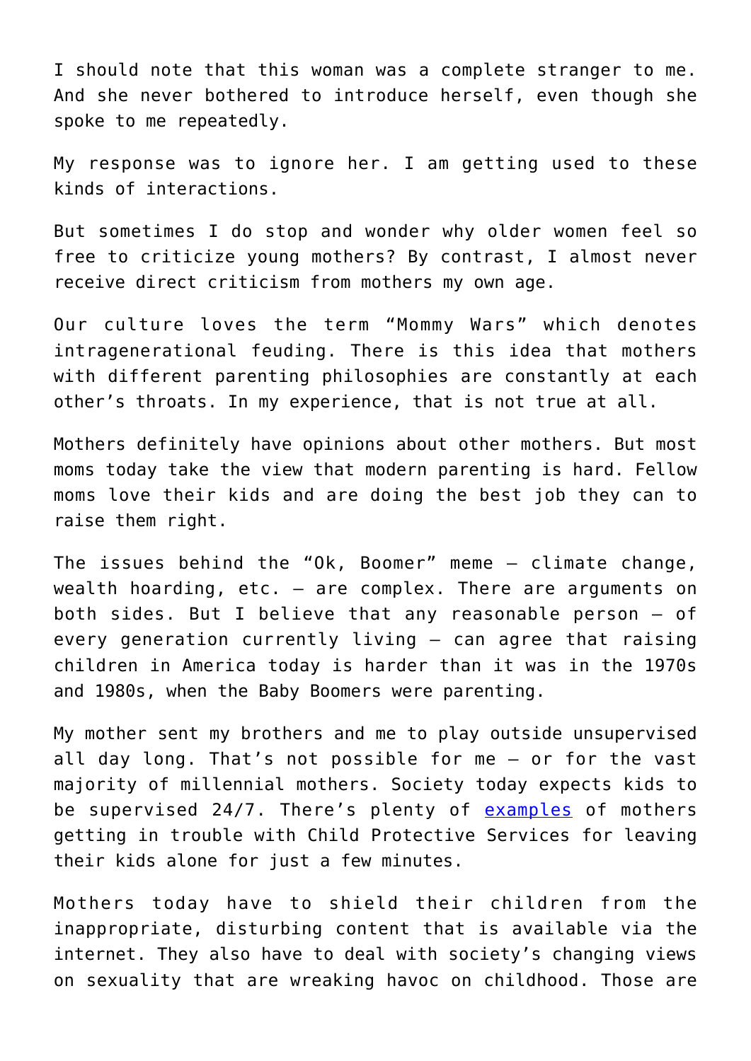I should note that this woman was a complete stranger to me. And she never bothered to introduce herself, even though she spoke to me repeatedly.

My response was to ignore her. I am getting used to these kinds of interactions.

But sometimes I do stop and wonder why older women feel so free to criticize young mothers? By contrast, I almost never receive direct criticism from mothers my own age.

Our culture loves the term "Mommy Wars" which denotes intragenerational feuding. There is this idea that mothers with different parenting philosophies are constantly at each other's throats. In my experience, that is not true at all.

Mothers definitely have opinions about other mothers. But most moms today take the view that modern parenting is hard. Fellow moms love their kids and are doing the best job they can to raise them right.

The issues behind the "Ok, Boomer" meme – climate change, wealth hoarding, etc. – are complex. There are arguments on both sides. But I believe that any reasonable person – of every generation currently living – can agree that raising children in America today is harder than it was in the 1970s and 1980s, when the Baby Boomers were parenting.

My mother sent my brothers and me to play outside unsupervised all day long. That's not possible for me – or for the vast majority of millennial mothers. Society today expects kids to be supervised 24/7. There's plenty of [examples]() of mothers getting in trouble with Child Protective Services for leaving their kids alone for just a few minutes.

Mothers today have to shield their children from the inappropriate, disturbing content that is available via the internet. They also have to deal with society's changing views on sexuality that are wreaking havoc on childhood. Those are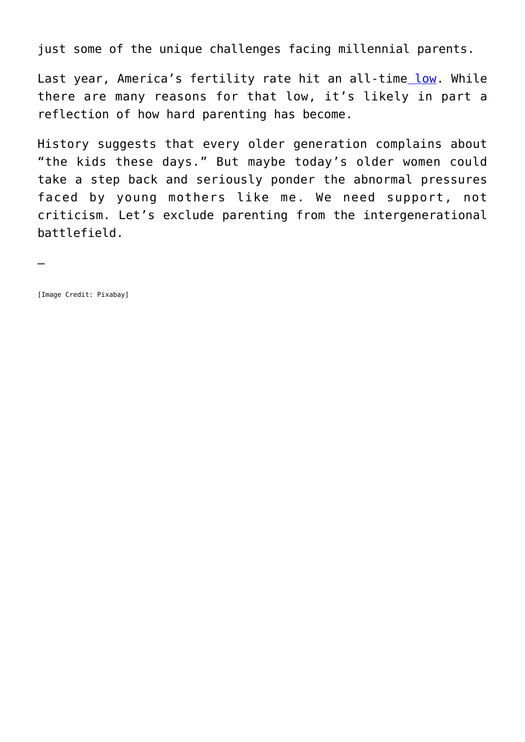just some of the unique challenges facing millennial parents.

Last year, America's fertility rate hit an all-time low. While there are many reasons for that low, it's likely in part a reflection of how hard parenting has become.

History suggests that every older generation complains about "the kids these days." But maybe today's older women could take a step back and seriously ponder the abnormal pressures faced by young mothers like me. We need support, not criticism. Let's exclude parenting from the intergenerational battlefield.

—

[Image Credit: Pixabay]